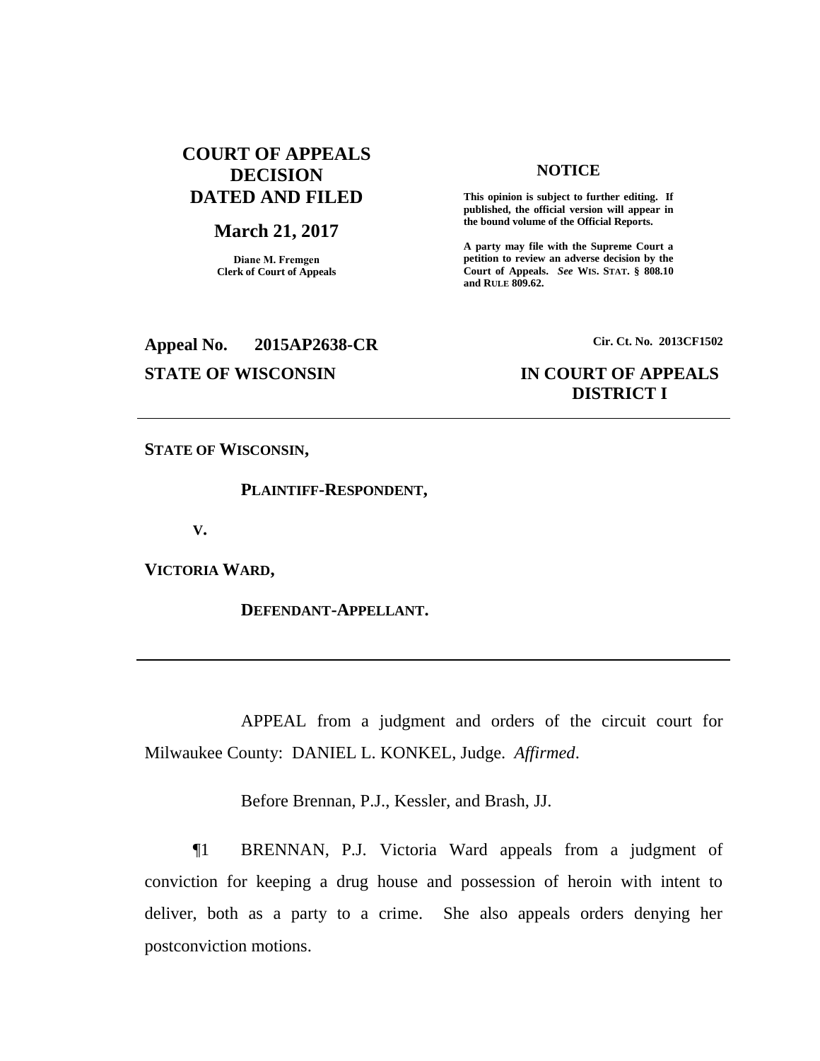**COURT OF APPEALS DECISION DATED AND FILED**

**March 21, 2017**

**Diane M. Fremgen**
**Clerk of Court of Appeals**

**NOTICE**

**This opinion is subject to further editing. If published, the official version will appear in the bound volume of the Official Reports.**

**A party may file with the Supreme Court a petition to review an adverse decision by the Court of Appeals. *See* WIS. STAT. § 808.10 and RULE 809.62.**

**Appeal No. 2015AP2638-CR** — **Cir. Ct. No. 2013CF1502**

**STATE OF WISCONSIN** — **IN COURT OF APPEALS DISTRICT I**

---

**STATE OF WISCONSIN,**

**PLAINTIFF-RESPONDENT,**

**V.**

**VICTORIA WARD,**

**DEFENDANT-APPELLANT.**

---

APPEAL from a judgment and orders of the circuit court for Milwaukee County: DANIEL L. KONKEL, Judge. *Affirmed*.

Before Brennan, P.J., Kessler, and Brash, JJ.

¶1 BRENNAN, P.J. Victoria Ward appeals from a judgment of conviction for keeping a drug house and possession of heroin with intent to deliver, both as a party to a crime. She also appeals orders denying her postconviction motions.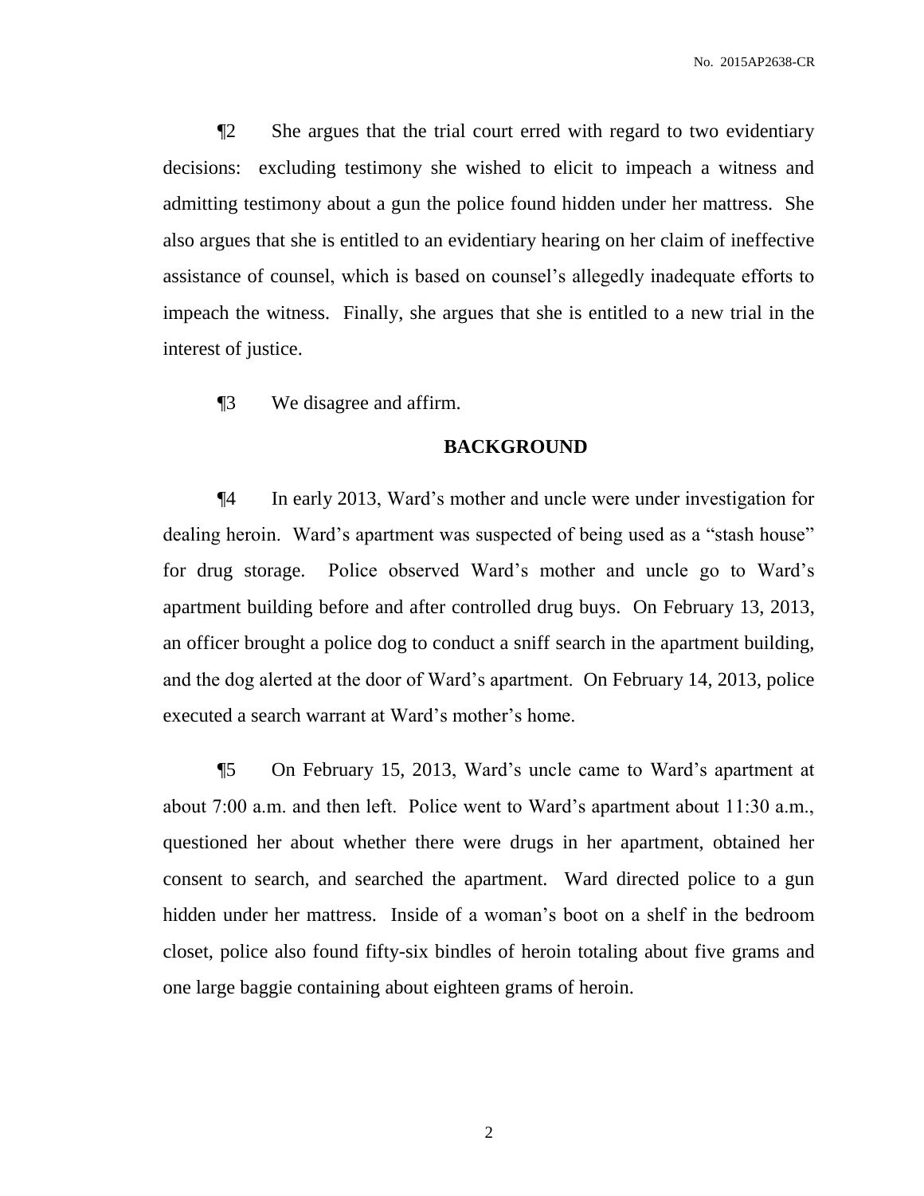¶2 She argues that the trial court erred with regard to two evidentiary decisions: excluding testimony she wished to elicit to impeach a witness and admitting testimony about a gun the police found hidden under her mattress. She also argues that she is entitled to an evidentiary hearing on her claim of ineffective assistance of counsel, which is based on counsel's allegedly inadequate efforts to impeach the witness. Finally, she argues that she is entitled to a new trial in the interest of justice.

¶3 We disagree and affirm.

## BACKGROUND

¶4 In early 2013, Ward's mother and uncle were under investigation for dealing heroin. Ward's apartment was suspected of being used as a "stash house" for drug storage. Police observed Ward's mother and uncle go to Ward's apartment building before and after controlled drug buys. On February 13, 2013, an officer brought a police dog to conduct a sniff search in the apartment building, and the dog alerted at the door of Ward's apartment. On February 14, 2013, police executed a search warrant at Ward's mother's home.

¶5 On February 15, 2013, Ward's uncle came to Ward's apartment at about 7:00 a.m. and then left. Police went to Ward's apartment about 11:30 a.m., questioned her about whether there were drugs in her apartment, obtained her consent to search, and searched the apartment. Ward directed police to a gun hidden under her mattress. Inside of a woman's boot on a shelf in the bedroom closet, police also found fifty-six bindles of heroin totaling about five grams and one large baggie containing about eighteen grams of heroin.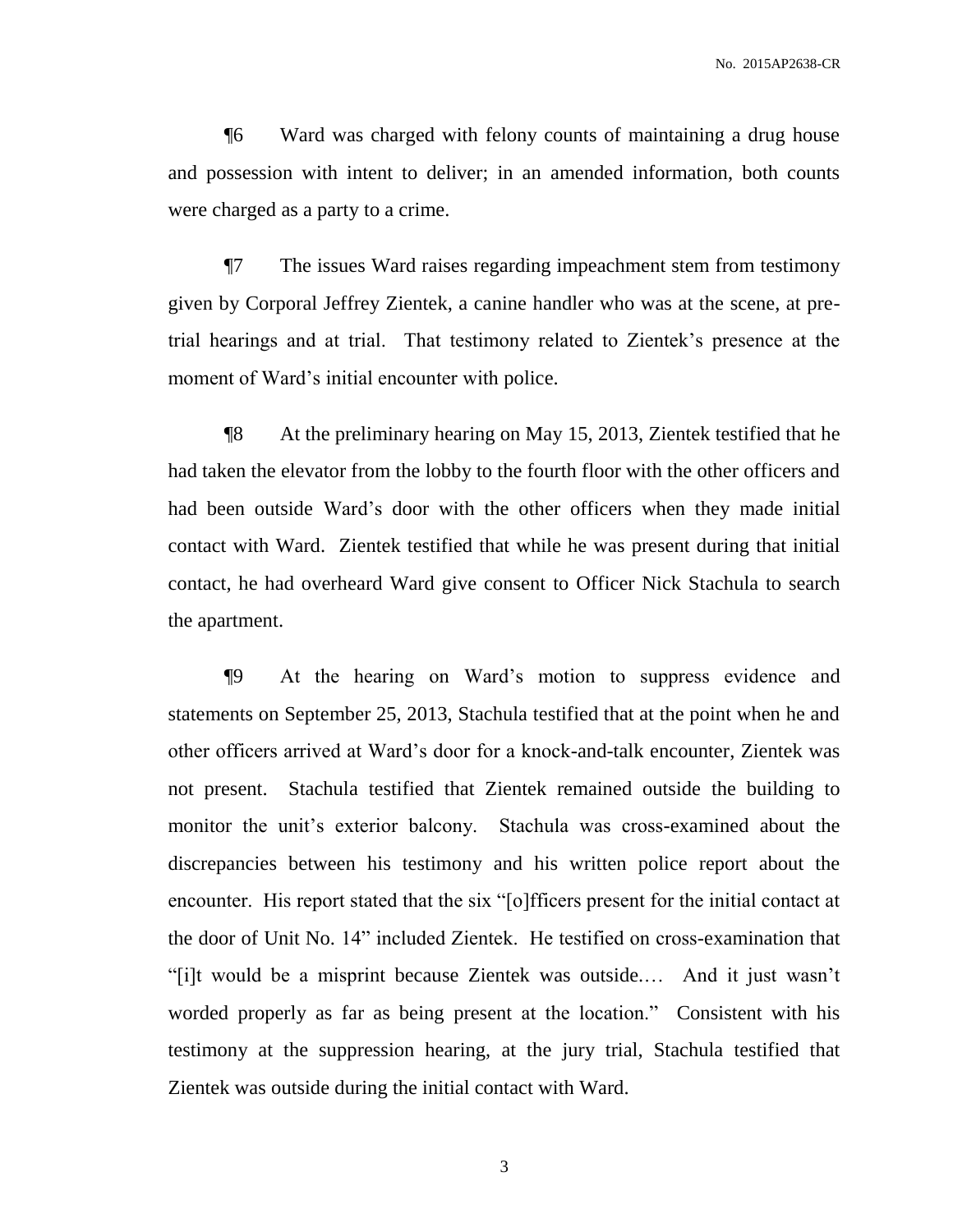¶6 Ward was charged with felony counts of maintaining a drug house and possession with intent to deliver; in an amended information, both counts were charged as a party to a crime.

¶7 The issues Ward raises regarding impeachment stem from testimony given by Corporal Jeffrey Zientek, a canine handler who was at the scene, at pre-trial hearings and at trial. That testimony related to Zientek's presence at the moment of Ward's initial encounter with police.

¶8 At the preliminary hearing on May 15, 2013, Zientek testified that he had taken the elevator from the lobby to the fourth floor with the other officers and had been outside Ward's door with the other officers when they made initial contact with Ward. Zientek testified that while he was present during that initial contact, he had overheard Ward give consent to Officer Nick Stachula to search the apartment.

¶9 At the hearing on Ward's motion to suppress evidence and statements on September 25, 2013, Stachula testified that at the point when he and other officers arrived at Ward's door for a knock-and-talk encounter, Zientek was not present. Stachula testified that Zientek remained outside the building to monitor the unit's exterior balcony. Stachula was cross-examined about the discrepancies between his testimony and his written police report about the encounter. His report stated that the six "[o]fficers present for the initial contact at the door of Unit No. 14" included Zientek. He testified on cross-examination that "[i]t would be a misprint because Zientek was outside.… And it just wasn't worded properly as far as being present at the location." Consistent with his testimony at the suppression hearing, at the jury trial, Stachula testified that Zientek was outside during the initial contact with Ward.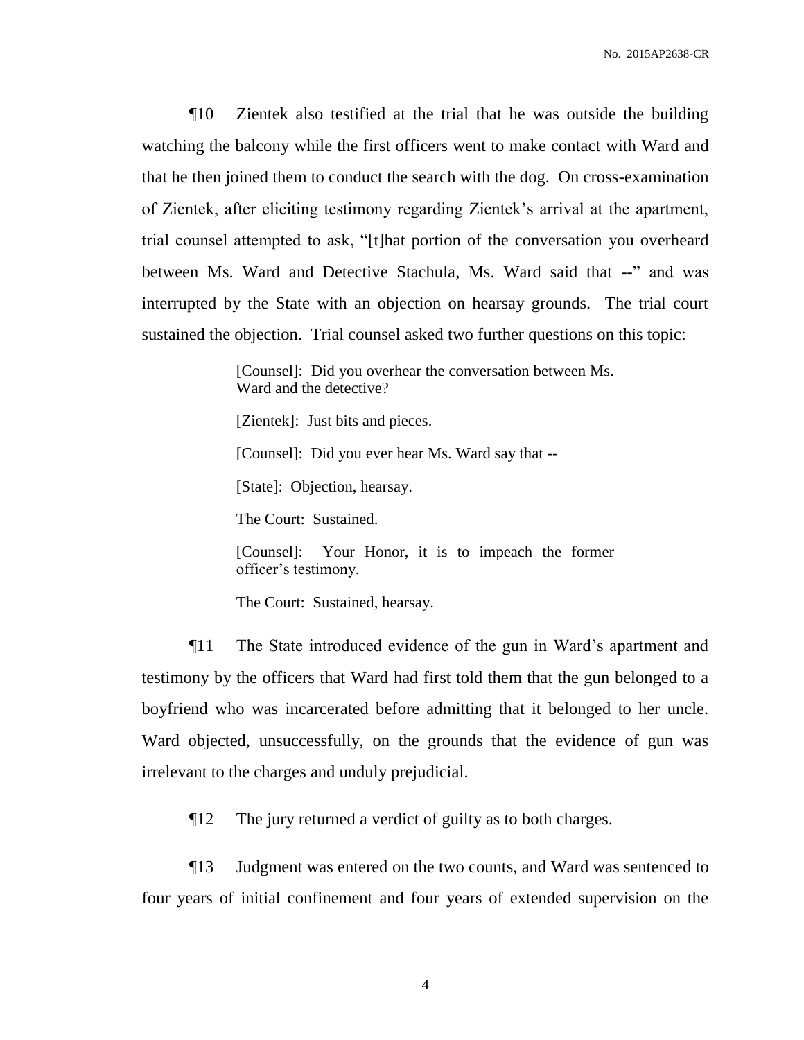¶10 Zientek also testified at the trial that he was outside the building watching the balcony while the first officers went to make contact with Ward and that he then joined them to conduct the search with the dog. On cross-examination of Zientek, after eliciting testimony regarding Zientek's arrival at the apartment, trial counsel attempted to ask, "[t]hat portion of the conversation you overheard between Ms. Ward and Detective Stachula, Ms. Ward said that --" and was interrupted by the State with an objection on hearsay grounds. The trial court sustained the objection. Trial counsel asked two further questions on this topic:

> [Counsel]: Did you overhear the conversation between Ms. Ward and the detective?
>
> [Zientek]: Just bits and pieces.
>
> [Counsel]: Did you ever hear Ms. Ward say that --
>
> [State]: Objection, hearsay.
>
> The Court: Sustained.
>
> [Counsel]: Your Honor, it is to impeach the former officer's testimony.
>
> The Court: Sustained, hearsay.

¶11 The State introduced evidence of the gun in Ward's apartment and testimony by the officers that Ward had first told them that the gun belonged to a boyfriend who was incarcerated before admitting that it belonged to her uncle. Ward objected, unsuccessfully, on the grounds that the evidence of gun was irrelevant to the charges and unduly prejudicial.

¶12 The jury returned a verdict of guilty as to both charges.

¶13 Judgment was entered on the two counts, and Ward was sentenced to four years of initial confinement and four years of extended supervision on the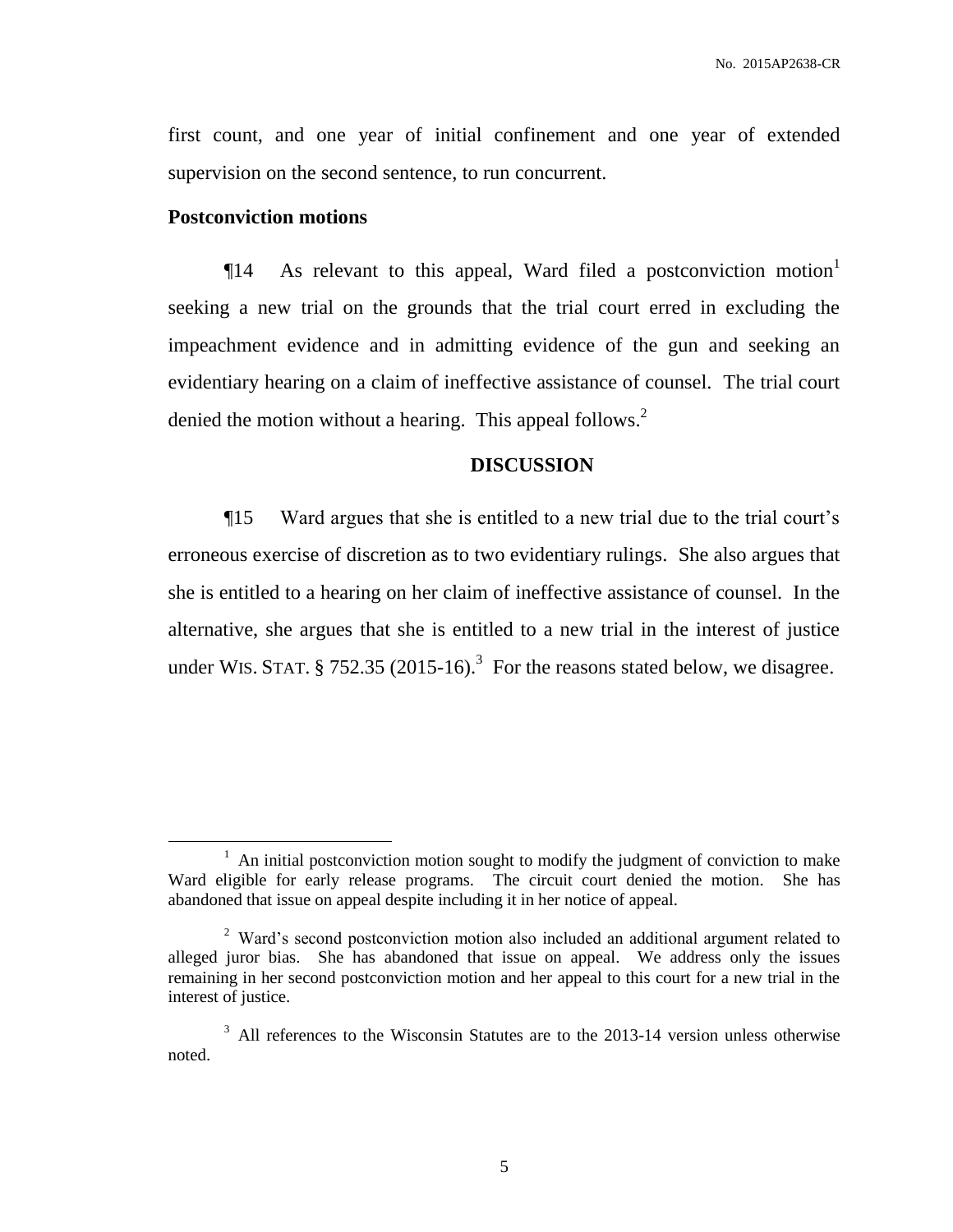first count, and one year of initial confinement and one year of extended supervision on the second sentence, to run concurrent.

## Postconviction motions

¶14 As relevant to this appeal, Ward filed a postconviction motion[1] seeking a new trial on the grounds that the trial court erred in excluding the impeachment evidence and in admitting evidence of the gun and seeking an evidentiary hearing on a claim of ineffective assistance of counsel. The trial court denied the motion without a hearing. This appeal follows.[2]

## DISCUSSION

¶15 Ward argues that she is entitled to a new trial due to the trial court's erroneous exercise of discretion as to two evidentiary rulings. She also argues that she is entitled to a hearing on her claim of ineffective assistance of counsel. In the alternative, she argues that she is entitled to a new trial in the interest of justice under WIS. STAT. § 752.35 (2015-16).[3] For the reasons stated below, we disagree.

---

[1] An initial postconviction motion sought to modify the judgment of conviction to make Ward eligible for early release programs. The circuit court denied the motion. She has abandoned that issue on appeal despite including it in her notice of appeal.

[2] Ward's second postconviction motion also included an additional argument related to alleged juror bias. She has abandoned that issue on appeal. We address only the issues remaining in her second postconviction motion and her appeal to this court for a new trial in the interest of justice.

[3] All references to the Wisconsin Statutes are to the 2013-14 version unless otherwise noted.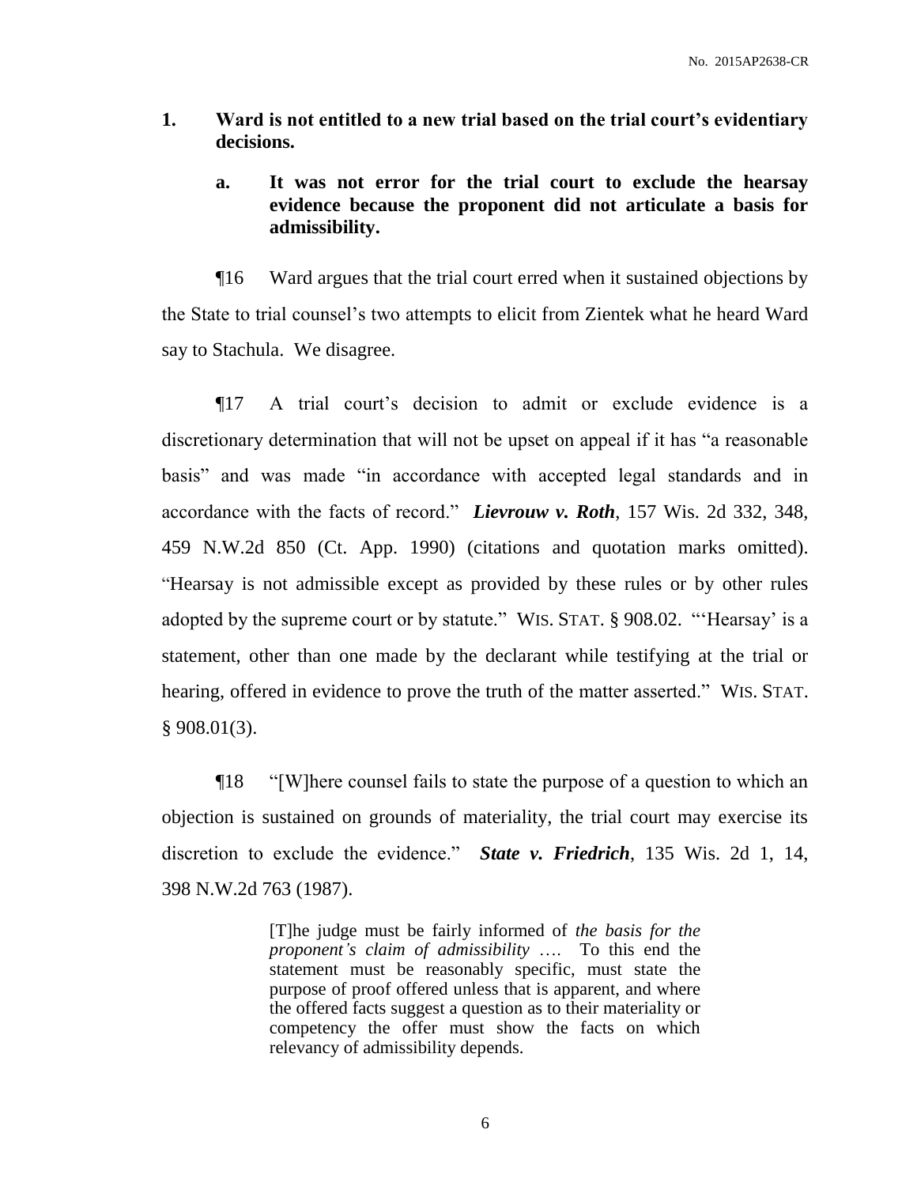**1. Ward is not entitled to a new trial based on the trial court's evidentiary decisions.**

**a. It was not error for the trial court to exclude the hearsay evidence because the proponent did not articulate a basis for admissibility.**

¶16 Ward argues that the trial court erred when it sustained objections by the State to trial counsel's two attempts to elicit from Zientek what he heard Ward say to Stachula. We disagree.

¶17 A trial court's decision to admit or exclude evidence is a discretionary determination that will not be upset on appeal if it has "a reasonable basis" and was made "in accordance with accepted legal standards and in accordance with the facts of record." ***Lievrouw v. Roth***, 157 Wis. 2d 332, 348, 459 N.W.2d 850 (Ct. App. 1990) (citations and quotation marks omitted). "Hearsay is not admissible except as provided by these rules or by other rules adopted by the supreme court or by statute." WIS. STAT. § 908.02. "'Hearsay' is a statement, other than one made by the declarant while testifying at the trial or hearing, offered in evidence to prove the truth of the matter asserted." WIS. STAT. § 908.01(3).

¶18 "[W]here counsel fails to state the purpose of a question to which an objection is sustained on grounds of materiality, the trial court may exercise its discretion to exclude the evidence." ***State v. Friedrich***, 135 Wis. 2d 1, 14, 398 N.W.2d 763 (1987).

> [T]he judge must be fairly informed of *the basis for the proponent's claim of admissibility* …. To this end the statement must be reasonably specific, must state the purpose of proof offered unless that is apparent, and where the offered facts suggest a question as to their materiality or competency the offer must show the facts on which relevancy of admissibility depends.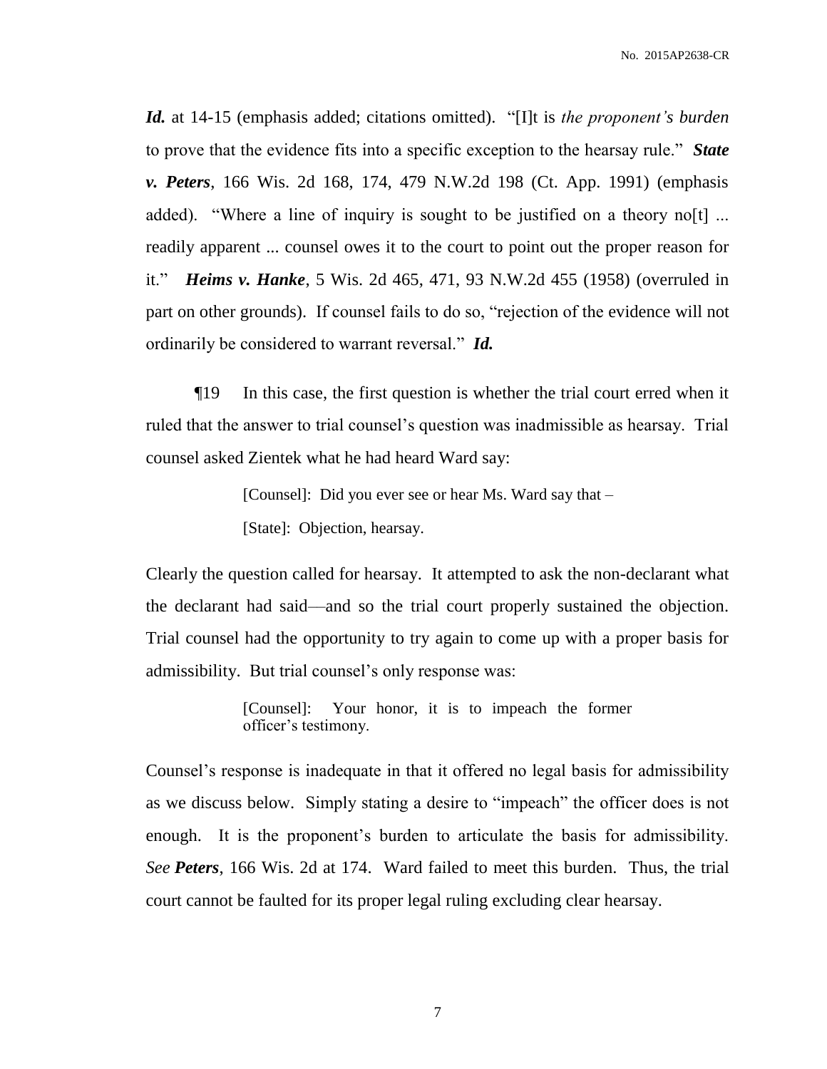***Id.*** at 14-15 (emphasis added; citations omitted). "[I]t is *the proponent's burden* to prove that the evidence fits into a specific exception to the hearsay rule." ***State v. Peters***, 166 Wis. 2d 168, 174, 479 N.W.2d 198 (Ct. App. 1991) (emphasis added). "Where a line of inquiry is sought to be justified on a theory no[t] ... readily apparent ... counsel owes it to the court to point out the proper reason for it." ***Heims v. Hanke***, 5 Wis. 2d 465, 471, 93 N.W.2d 455 (1958) (overruled in part on other grounds). If counsel fails to do so, "rejection of the evidence will not ordinarily be considered to warrant reversal." ***Id.***

¶19 In this case, the first question is whether the trial court erred when it ruled that the answer to trial counsel's question was inadmissible as hearsay. Trial counsel asked Zientek what he had heard Ward say:

> [Counsel]: Did you ever see or hear Ms. Ward say that –
>
> [State]: Objection, hearsay.

Clearly the question called for hearsay. It attempted to ask the non-declarant what the declarant had said—and so the trial court properly sustained the objection. Trial counsel had the opportunity to try again to come up with a proper basis for admissibility. But trial counsel's only response was:

> [Counsel]: Your honor, it is to impeach the former officer's testimony.

Counsel's response is inadequate in that it offered no legal basis for admissibility as we discuss below. Simply stating a desire to "impeach" the officer does is not enough. It is the proponent's burden to articulate the basis for admissibility. *See* ***Peters***, 166 Wis. 2d at 174. Ward failed to meet this burden. Thus, the trial court cannot be faulted for its proper legal ruling excluding clear hearsay.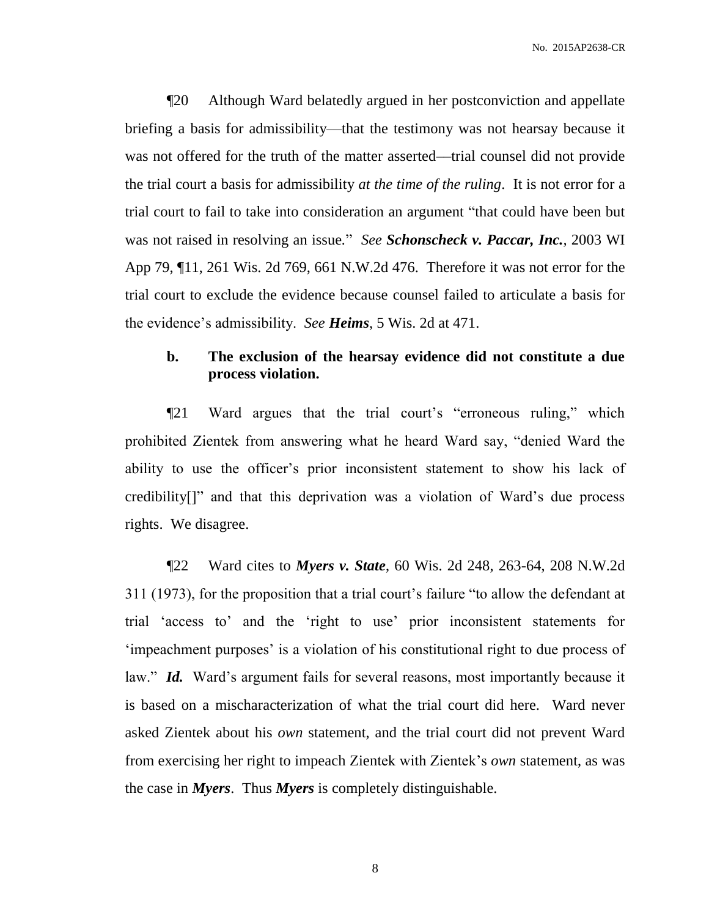¶20 Although Ward belatedly argued in her postconviction and appellate briefing a basis for admissibility—that the testimony was not hearsay because it was not offered for the truth of the matter asserted—trial counsel did not provide the trial court a basis for admissibility *at the time of the ruling*. It is not error for a trial court to fail to take into consideration an argument "that could have been but was not raised in resolving an issue." *See* ***Schonscheck v. Paccar, Inc.***, 2003 WI App 79, ¶11, 261 Wis. 2d 769, 661 N.W.2d 476. Therefore it was not error for the trial court to exclude the evidence because counsel failed to articulate a basis for the evidence's admissibility. *See* ***Heims***, 5 Wis. 2d at 471.

**b. The exclusion of the hearsay evidence did not constitute a due process violation.**

¶21 Ward argues that the trial court's "erroneous ruling," which prohibited Zientek from answering what he heard Ward say, "denied Ward the ability to use the officer's prior inconsistent statement to show his lack of credibility[]" and that this deprivation was a violation of Ward's due process rights. We disagree.

¶22 Ward cites to ***Myers v. State***, 60 Wis. 2d 248, 263-64, 208 N.W.2d 311 (1973), for the proposition that a trial court's failure "to allow the defendant at trial 'access to' and the 'right to use' prior inconsistent statements for 'impeachment purposes' is a violation of his constitutional right to due process of law." ***Id.*** Ward's argument fails for several reasons, most importantly because it is based on a mischaracterization of what the trial court did here. Ward never asked Zientek about his *own* statement, and the trial court did not prevent Ward from exercising her right to impeach Zientek with Zientek's *own* statement, as was the case in ***Myers***. Thus ***Myers*** is completely distinguishable.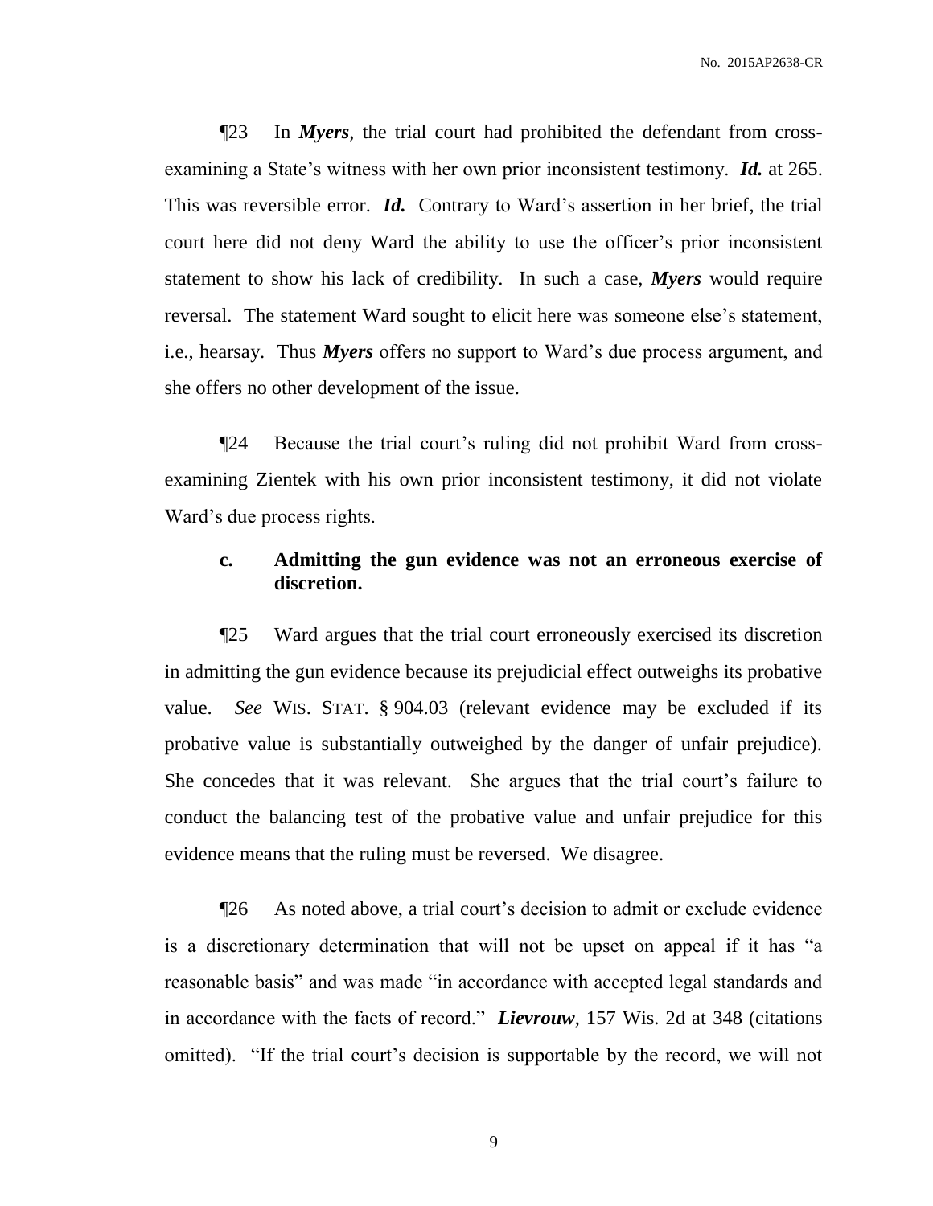¶23 In ***Myers***, the trial court had prohibited the defendant from cross-examining a State's witness with her own prior inconsistent testimony. ***Id.*** at 265. This was reversible error. ***Id.*** Contrary to Ward's assertion in her brief, the trial court here did not deny Ward the ability to use the officer's prior inconsistent statement to show his lack of credibility. In such a case, ***Myers*** would require reversal. The statement Ward sought to elicit here was someone else's statement, i.e., hearsay. Thus ***Myers*** offers no support to Ward's due process argument, and she offers no other development of the issue.

¶24 Because the trial court's ruling did not prohibit Ward from cross-examining Zientek with his own prior inconsistent testimony, it did not violate Ward's due process rights.

**c. Admitting the gun evidence was not an erroneous exercise of discretion.**

¶25 Ward argues that the trial court erroneously exercised its discretion in admitting the gun evidence because its prejudicial effect outweighs its probative value. *See* WIS. STAT. § 904.03 (relevant evidence may be excluded if its probative value is substantially outweighed by the danger of unfair prejudice). She concedes that it was relevant. She argues that the trial court's failure to conduct the balancing test of the probative value and unfair prejudice for this evidence means that the ruling must be reversed. We disagree.

¶26 As noted above, a trial court's decision to admit or exclude evidence is a discretionary determination that will not be upset on appeal if it has "a reasonable basis" and was made "in accordance with accepted legal standards and in accordance with the facts of record." ***Lievrouw***, 157 Wis. 2d at 348 (citations omitted). "If the trial court's decision is supportable by the record, we will not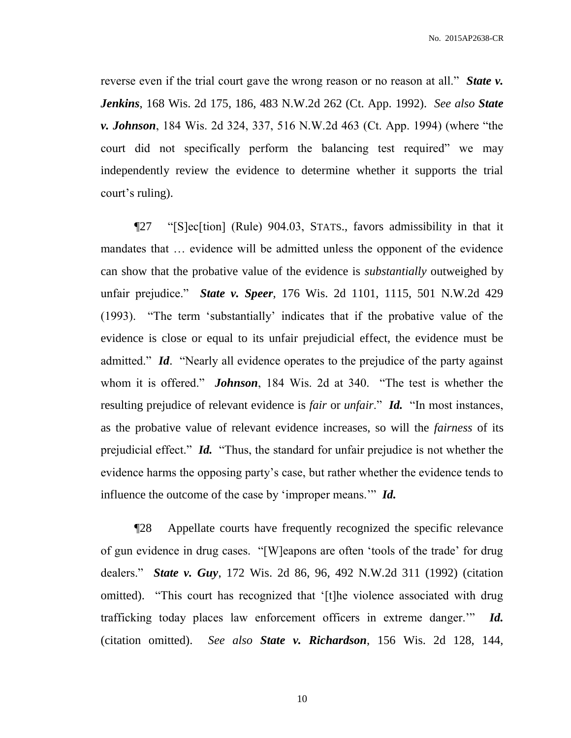reverse even if the trial court gave the wrong reason or no reason at all." ***State v. Jenkins***, 168 Wis. 2d 175, 186, 483 N.W.2d 262 (Ct. App. 1992). *See also* ***State v. Johnson***, 184 Wis. 2d 324, 337, 516 N.W.2d 463 (Ct. App. 1994) (where "the court did not specifically perform the balancing test required" we may independently review the evidence to determine whether it supports the trial court's ruling).

¶27 "[S]ec[tion] (Rule) 904.03, STATS., favors admissibility in that it mandates that … evidence will be admitted unless the opponent of the evidence can show that the probative value of the evidence is *substantially* outweighed by unfair prejudice." ***State v. Speer***, 176 Wis. 2d 1101, 1115, 501 N.W.2d 429 (1993). "The term 'substantially' indicates that if the probative value of the evidence is close or equal to its unfair prejudicial effect, the evidence must be admitted." ***Id***. "Nearly all evidence operates to the prejudice of the party against whom it is offered." ***Johnson***, 184 Wis. 2d at 340. "The test is whether the resulting prejudice of relevant evidence is *fair* or *unfair*." ***Id.*** "In most instances, as the probative value of relevant evidence increases, so will the *fairness* of its prejudicial effect." ***Id.*** "Thus, the standard for unfair prejudice is not whether the evidence harms the opposing party's case, but rather whether the evidence tends to influence the outcome of the case by 'improper means.'" ***Id.***

¶28 Appellate courts have frequently recognized the specific relevance of gun evidence in drug cases. "[W]eapons are often 'tools of the trade' for drug dealers." ***State v. Guy***, 172 Wis. 2d 86, 96, 492 N.W.2d 311 (1992) (citation omitted). "This court has recognized that '[t]he violence associated with drug trafficking today places law enforcement officers in extreme danger.'" ***Id.*** (citation omitted). *See also* ***State v. Richardson***, 156 Wis. 2d 128, 144,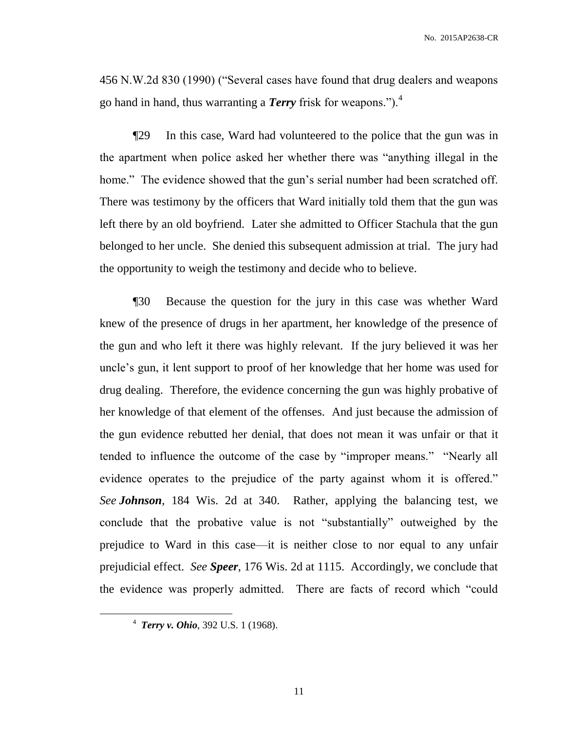456 N.W.2d 830 (1990) ("Several cases have found that drug dealers and weapons go hand in hand, thus warranting a ***Terry*** frisk for weapons.").[4]

¶29 In this case, Ward had volunteered to the police that the gun was in the apartment when police asked her whether there was "anything illegal in the home." The evidence showed that the gun's serial number had been scratched off. There was testimony by the officers that Ward initially told them that the gun was left there by an old boyfriend. Later she admitted to Officer Stachula that the gun belonged to her uncle. She denied this subsequent admission at trial. The jury had the opportunity to weigh the testimony and decide who to believe.

¶30 Because the question for the jury in this case was whether Ward knew of the presence of drugs in her apartment, her knowledge of the presence of the gun and who left it there was highly relevant. If the jury believed it was her uncle's gun, it lent support to proof of her knowledge that her home was used for drug dealing. Therefore, the evidence concerning the gun was highly probative of her knowledge of that element of the offenses. And just because the admission of the gun evidence rebutted her denial, that does not mean it was unfair or that it tended to influence the outcome of the case by "improper means." "Nearly all evidence operates to the prejudice of the party against whom it is offered." *See* ***Johnson***, 184 Wis. 2d at 340. Rather, applying the balancing test, we conclude that the probative value is not "substantially" outweighed by the prejudice to Ward in this case—it is neither close to nor equal to any unfair prejudicial effect. *See* ***Speer***, 176 Wis. 2d at 1115. Accordingly, we conclude that the evidence was properly admitted. There are facts of record which "could

[4] ***Terry v. Ohio***, 392 U.S. 1 (1968).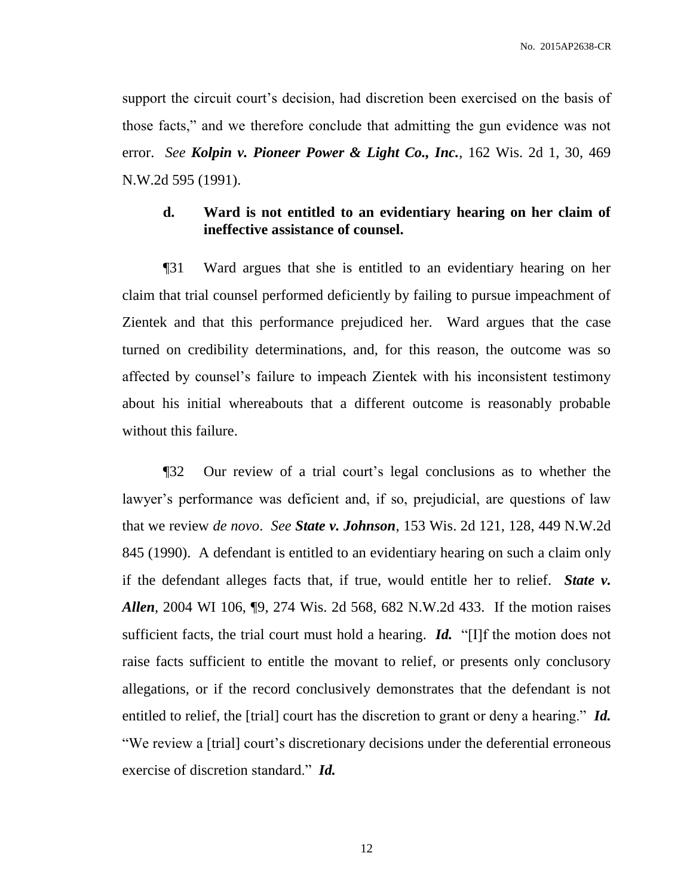support the circuit court's decision, had discretion been exercised on the basis of those facts," and we therefore conclude that admitting the gun evidence was not error. *See* ***Kolpin v. Pioneer Power & Light Co., Inc.***, 162 Wis. 2d 1, 30, 469 N.W.2d 595 (1991).

### d. Ward is not entitled to an evidentiary hearing on her claim of ineffective assistance of counsel.

¶31 Ward argues that she is entitled to an evidentiary hearing on her claim that trial counsel performed deficiently by failing to pursue impeachment of Zientek and that this performance prejudiced her. Ward argues that the case turned on credibility determinations, and, for this reason, the outcome was so affected by counsel's failure to impeach Zientek with his inconsistent testimony about his initial whereabouts that a different outcome is reasonably probable without this failure.

¶32 Our review of a trial court's legal conclusions as to whether the lawyer's performance was deficient and, if so, prejudicial, are questions of law that we review *de novo*. *See* ***State v. Johnson***, 153 Wis. 2d 121, 128, 449 N.W.2d 845 (1990). A defendant is entitled to an evidentiary hearing on such a claim only if the defendant alleges facts that, if true, would entitle her to relief. ***State v. Allen***, 2004 WI 106, ¶9, 274 Wis. 2d 568, 682 N.W.2d 433. If the motion raises sufficient facts, the trial court must hold a hearing. ***Id.*** "[I]f the motion does not raise facts sufficient to entitle the movant to relief, or presents only conclusory allegations, or if the record conclusively demonstrates that the defendant is not entitled to relief, the [trial] court has the discretion to grant or deny a hearing." ***Id.*** "We review a [trial] court's discretionary decisions under the deferential erroneous exercise of discretion standard." ***Id.***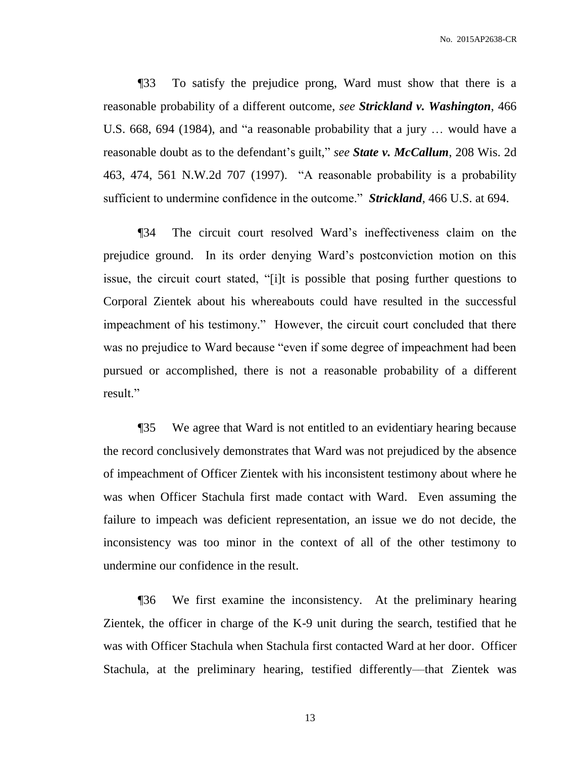¶33 To satisfy the prejudice prong, Ward must show that there is a reasonable probability of a different outcome, *see* ***Strickland v. Washington***, 466 U.S. 668, 694 (1984), and "a reasonable probability that a jury … would have a reasonable doubt as to the defendant's guilt," *see* ***State v. McCallum***, 208 Wis. 2d 463, 474, 561 N.W.2d 707 (1997). "A reasonable probability is a probability sufficient to undermine confidence in the outcome." ***Strickland***, 466 U.S. at 694.

¶34 The circuit court resolved Ward's ineffectiveness claim on the prejudice ground. In its order denying Ward's postconviction motion on this issue, the circuit court stated, "[i]t is possible that posing further questions to Corporal Zientek about his whereabouts could have resulted in the successful impeachment of his testimony." However, the circuit court concluded that there was no prejudice to Ward because "even if some degree of impeachment had been pursued or accomplished, there is not a reasonable probability of a different result."

¶35 We agree that Ward is not entitled to an evidentiary hearing because the record conclusively demonstrates that Ward was not prejudiced by the absence of impeachment of Officer Zientek with his inconsistent testimony about where he was when Officer Stachula first made contact with Ward. Even assuming the failure to impeach was deficient representation, an issue we do not decide, the inconsistency was too minor in the context of all of the other testimony to undermine our confidence in the result.

¶36 We first examine the inconsistency. At the preliminary hearing Zientek, the officer in charge of the K-9 unit during the search, testified that he was with Officer Stachula when Stachula first contacted Ward at her door. Officer Stachula, at the preliminary hearing, testified differently—that Zientek was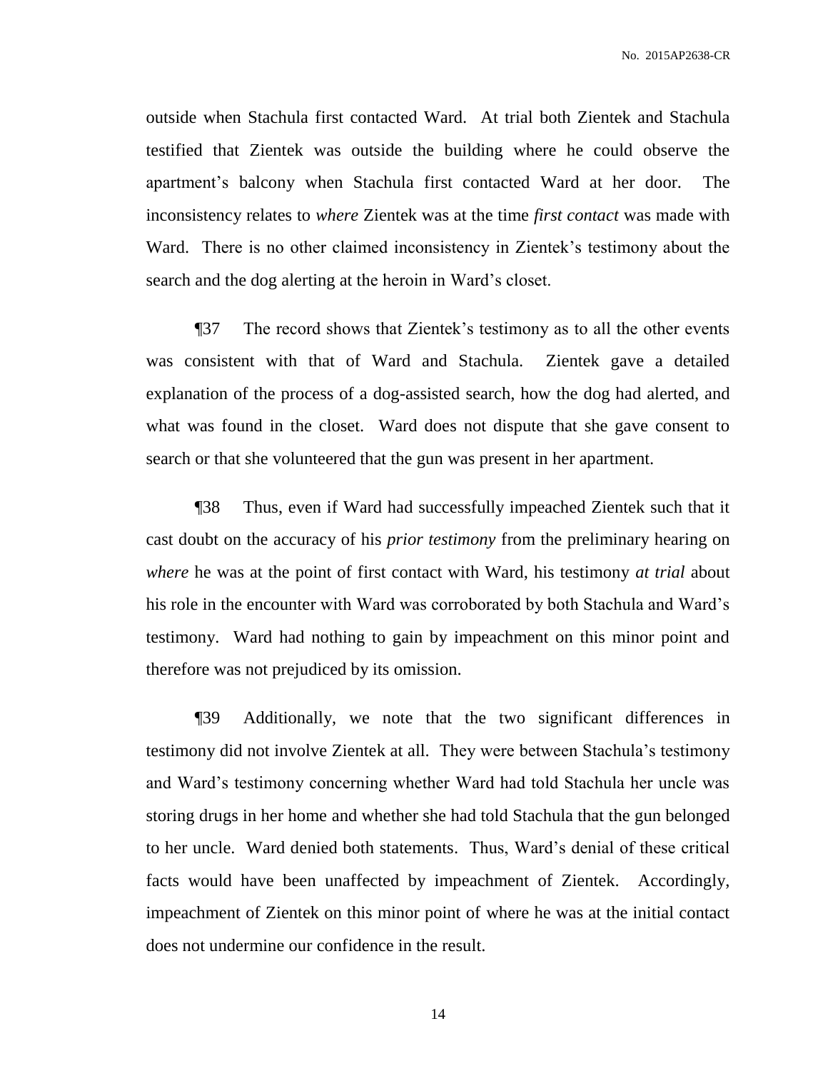outside when Stachula first contacted Ward. At trial both Zientek and Stachula testified that Zientek was outside the building where he could observe the apartment's balcony when Stachula first contacted Ward at her door. The inconsistency relates to *where* Zientek was at the time *first contact* was made with Ward. There is no other claimed inconsistency in Zientek's testimony about the search and the dog alerting at the heroin in Ward's closet.

¶37 The record shows that Zientek's testimony as to all the other events was consistent with that of Ward and Stachula. Zientek gave a detailed explanation of the process of a dog-assisted search, how the dog had alerted, and what was found in the closet. Ward does not dispute that she gave consent to search or that she volunteered that the gun was present in her apartment.

¶38 Thus, even if Ward had successfully impeached Zientek such that it cast doubt on the accuracy of his *prior testimony* from the preliminary hearing on *where* he was at the point of first contact with Ward, his testimony *at trial* about his role in the encounter with Ward was corroborated by both Stachula and Ward's testimony. Ward had nothing to gain by impeachment on this minor point and therefore was not prejudiced by its omission.

¶39 Additionally, we note that the two significant differences in testimony did not involve Zientek at all. They were between Stachula's testimony and Ward's testimony concerning whether Ward had told Stachula her uncle was storing drugs in her home and whether she had told Stachula that the gun belonged to her uncle. Ward denied both statements. Thus, Ward's denial of these critical facts would have been unaffected by impeachment of Zientek. Accordingly, impeachment of Zientek on this minor point of where he was at the initial contact does not undermine our confidence in the result.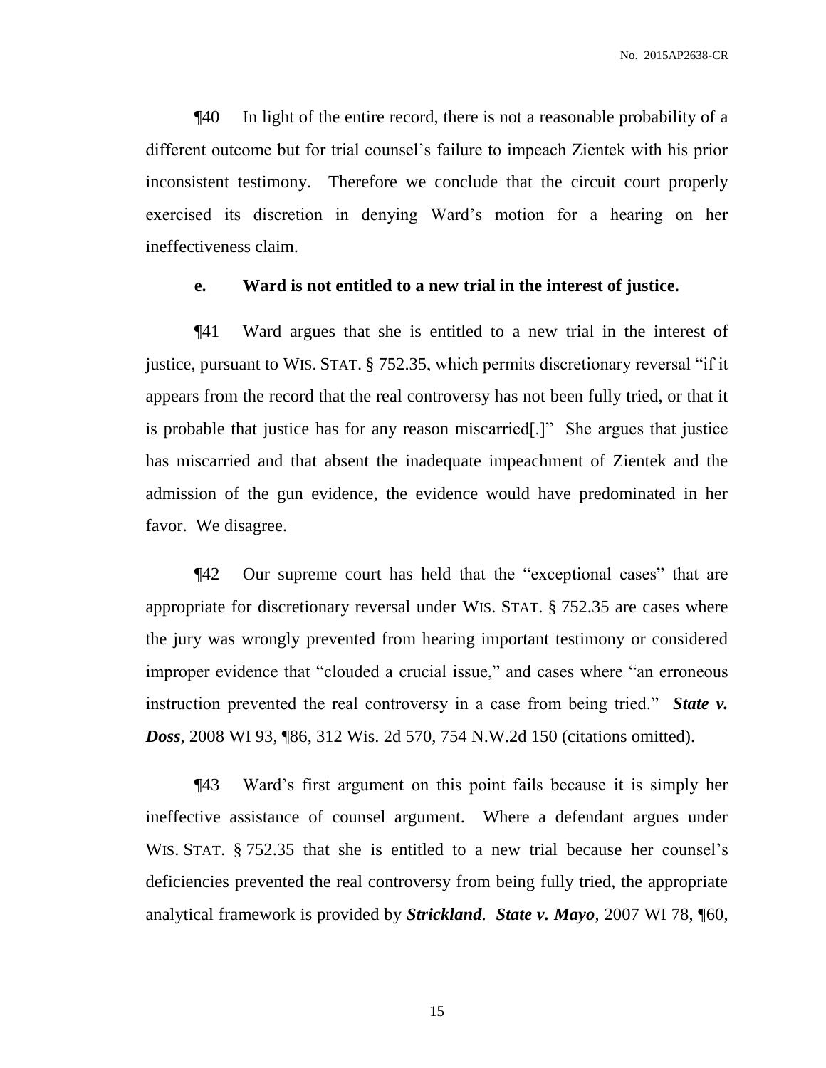¶40 In light of the entire record, there is not a reasonable probability of a different outcome but for trial counsel's failure to impeach Zientek with his prior inconsistent testimony. Therefore we conclude that the circuit court properly exercised its discretion in denying Ward's motion for a hearing on her ineffectiveness claim.

**e. Ward is not entitled to a new trial in the interest of justice.**

¶41 Ward argues that she is entitled to a new trial in the interest of justice, pursuant to WIS. STAT. § 752.35, which permits discretionary reversal "if it appears from the record that the real controversy has not been fully tried, or that it is probable that justice has for any reason miscarried[.]" She argues that justice has miscarried and that absent the inadequate impeachment of Zientek and the admission of the gun evidence, the evidence would have predominated in her favor. We disagree.

¶42 Our supreme court has held that the "exceptional cases" that are appropriate for discretionary reversal under WIS. STAT. § 752.35 are cases where the jury was wrongly prevented from hearing important testimony or considered improper evidence that "clouded a crucial issue," and cases where "an erroneous instruction prevented the real controversy in a case from being tried." ***State v. Doss***, 2008 WI 93, ¶86, 312 Wis. 2d 570, 754 N.W.2d 150 (citations omitted).

¶43 Ward's first argument on this point fails because it is simply her ineffective assistance of counsel argument. Where a defendant argues under WIS. STAT. § 752.35 that she is entitled to a new trial because her counsel's deficiencies prevented the real controversy from being fully tried, the appropriate analytical framework is provided by ***Strickland***. ***State v. Mayo***, 2007 WI 78, ¶60,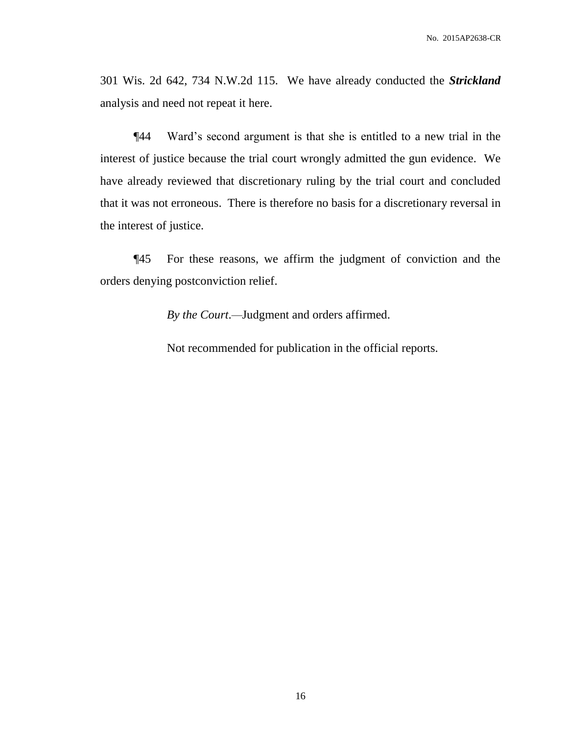301 Wis. 2d 642, 734 N.W.2d 115. We have already conducted the ***Strickland*** analysis and need not repeat it here.

¶44 Ward's second argument is that she is entitled to a new trial in the interest of justice because the trial court wrongly admitted the gun evidence. We have already reviewed that discretionary ruling by the trial court and concluded that it was not erroneous. There is therefore no basis for a discretionary reversal in the interest of justice.

¶45 For these reasons, we affirm the judgment of conviction and the orders denying postconviction relief.

*By the Court.*—Judgment and orders affirmed.

Not recommended for publication in the official reports.